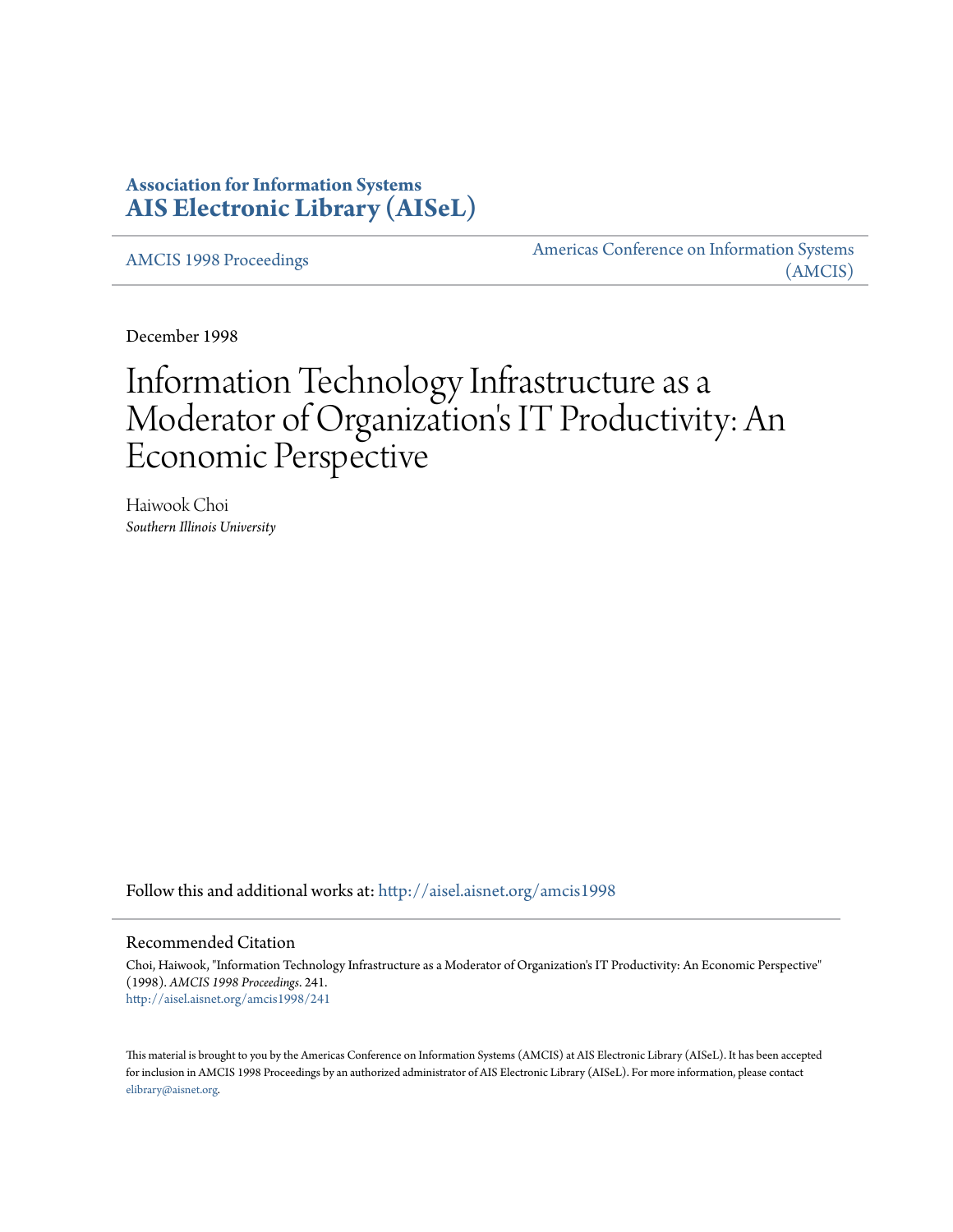**Association for Information Systems**
**[AIS Electronic Library (AISeL)](http://aisel.aisnet.org)**

AMCIS 1998 Proceedings | Americas Conference on Information Systems (AMCIS)

December 1998

# Information Technology Infrastructure as a Moderator of Organization's IT Productivity: An Economic Perspective

Haiwook Choi
*Southern Illinois University*

Follow this and additional works at: http://aisel.aisnet.org/amcis1998

## Recommended Citation

Choi, Haiwook, "Information Technology Infrastructure as a Moderator of Organization's IT Productivity: An Economic Perspective" (1998). *AMCIS 1998 Proceedings*. 241.
http://aisel.aisnet.org/amcis1998/241

This material is brought to you by the Americas Conference on Information Systems (AMCIS) at AIS Electronic Library (AISeL). It has been accepted for inclusion in AMCIS 1998 Proceedings by an authorized administrator of AIS Electronic Library (AISeL). For more information, please contact elibrary@aisnet.org.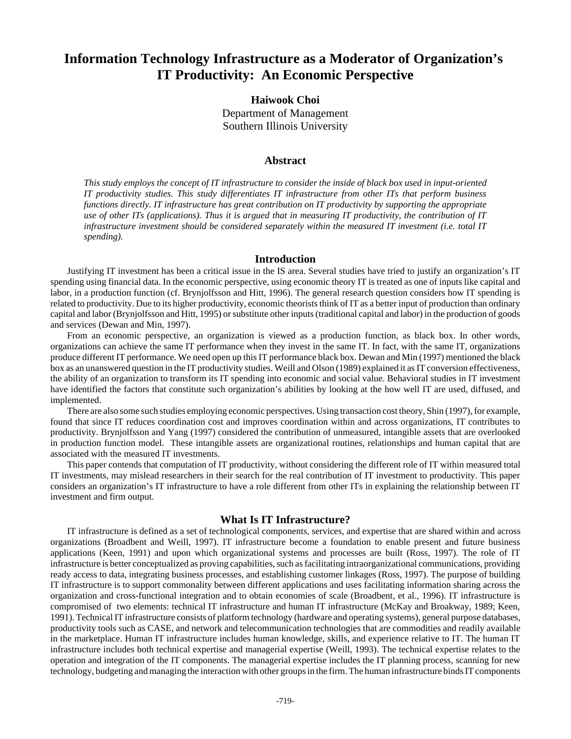# Information Technology Infrastructure as a Moderator of Organization's IT Productivity: An Economic Perspective

**Haiwook Choi**
Department of Management
Southern Illinois University

## Abstract

*This study employs the concept of IT infrastructure to consider the inside of black box used in input-oriented IT productivity studies. This study differentiates IT infrastructure from other ITs that perform business functions directly. IT infrastructure has great contribution on IT productivity by supporting the appropriate use of other ITs (applications). Thus it is argued that in measuring IT productivity, the contribution of IT infrastructure investment should be considered separately within the measured IT investment (i.e. total IT spending).*

## Introduction

Justifying IT investment has been a critical issue in the IS area. Several studies have tried to justify an organization's IT spending using financial data. In the economic perspective, using economic theory IT is treated as one of inputs like capital and labor, in a production function (cf. Brynjolfsson and Hitt, 1996). The general research question considers how IT spending is related to productivity. Due to its higher productivity, economic theorists think of IT as a better input of production than ordinary capital and labor (Brynjolfsson and Hitt, 1995) or substitute other inputs (traditional capital and labor) in the production of goods and services (Dewan and Min, 1997).

From an economic perspective, an organization is viewed as a production function, as black box. In other words, organizations can achieve the same IT performance when they invest in the same IT. In fact, with the same IT, organizations produce different IT performance. We need open up this IT performance black box. Dewan and Min (1997) mentioned the black box as an unanswered question in the IT productivity studies. Weill and Olson (1989) explained it as IT conversion effectiveness, the ability of an organization to transform its IT spending into economic and social value. Behavioral studies in IT investment have identified the factors that constitute such organization's abilities by looking at the how well IT are used, diffused, and implemented.

There are also some such studies employing economic perspectives. Using transaction cost theory, Shin (1997), for example, found that since IT reduces coordination cost and improves coordination within and across organizations, IT contributes to productivity. Brynjolfsson and Yang (1997) considered the contribution of unmeasured, intangible assets that are overlooked in production function model. These intangible assets are organizational routines, relationships and human capital that are associated with the measured IT investments.

This paper contends that computation of IT productivity, without considering the different role of IT within measured total IT investments, may mislead researchers in their search for the real contribution of IT investment to productivity. This paper considers an organization's IT infrastructure to have a role different from other ITs in explaining the relationship between IT investment and firm output.

## What Is IT Infrastructure?

IT infrastructure is defined as a set of technological components, services, and expertise that are shared within and across organizations (Broadbent and Weill, 1997). IT infrastructure become a foundation to enable present and future business applications (Keen, 1991) and upon which organizational systems and processes are built (Ross, 1997). The role of IT infrastructure is better conceptualized as proving capabilities, such as facilitating intraorganizational communications, providing ready access to data, integrating business processes, and establishing customer linkages (Ross, 1997). The purpose of building IT infrastructure is to support commonality between different applications and uses facilitating information sharing across the organization and cross-functional integration and to obtain economies of scale (Broadbent, et al., 1996). IT infrastructure is compromised of two elements: technical IT infrastructure and human IT infrastructure (McKay and Broakway, 1989; Keen, 1991). Technical IT infrastructure consists of platform technology (hardware and operating systems), general purpose databases, productivity tools such as CASE, and network and telecommunication technologies that are commodities and readily available in the marketplace. Human IT infrastructure includes human knowledge, skills, and experience relative to IT. The human IT infrastructure includes both technical expertise and managerial expertise (Weill, 1993). The technical expertise relates to the operation and integration of the IT components. The managerial expertise includes the IT planning process, scanning for new technology, budgeting and managing the interaction with other groups in the firm. The human infrastructure binds IT components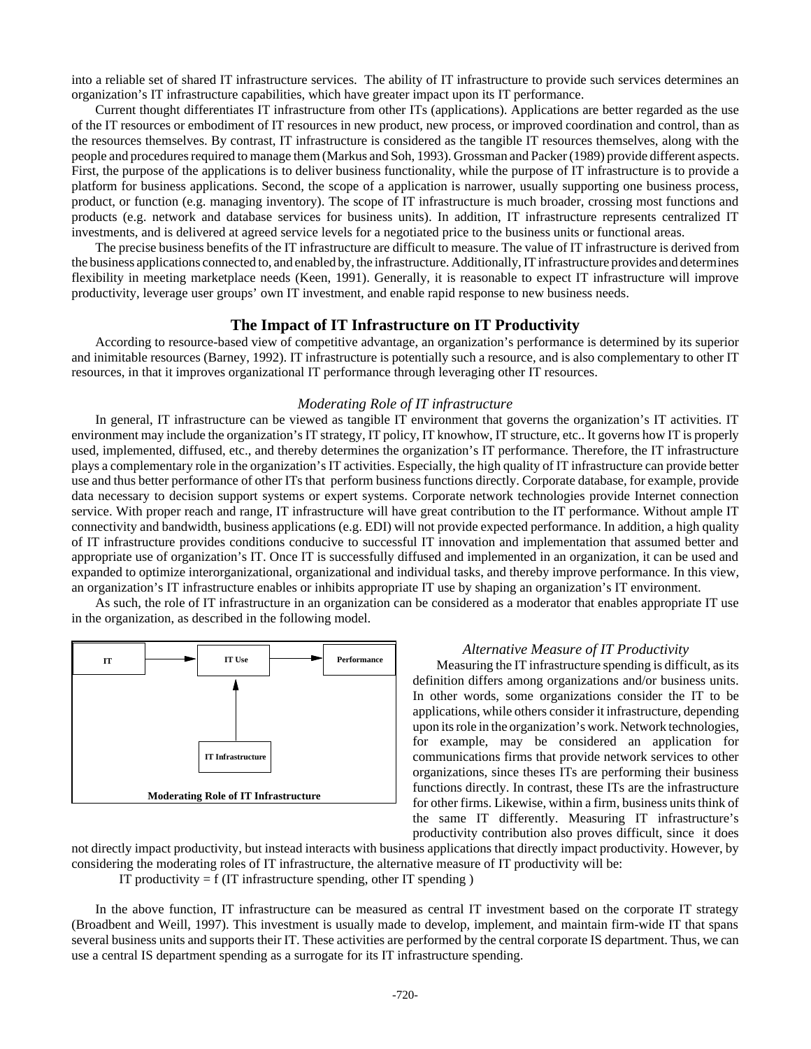into a reliable set of shared IT infrastructure services. The ability of IT infrastructure to provide such services determines an organization's IT infrastructure capabilities, which have greater impact upon its IT performance.

Current thought differentiates IT infrastructure from other ITs (applications). Applications are better regarded as the use of the IT resources or embodiment of IT resources in new product, new process, or improved coordination and control, than as the resources themselves. By contrast, IT infrastructure is considered as the tangible IT resources themselves, along with the people and procedures required to manage them (Markus and Soh, 1993). Grossman and Packer (1989) provide different aspects. First, the purpose of the applications is to deliver business functionality, while the purpose of IT infrastructure is to provide a platform for business applications. Second, the scope of a application is narrower, usually supporting one business process, product, or function (e.g. managing inventory). The scope of IT infrastructure is much broader, crossing most functions and products (e.g. network and database services for business units). In addition, IT infrastructure represents centralized IT investments, and is delivered at agreed service levels for a negotiated price to the business units or functional areas.

The precise business benefits of the IT infrastructure are difficult to measure. The value of IT infrastructure is derived from the business applications connected to, and enabled by, the infrastructure. Additionally, IT infrastructure provides and determines flexibility in meeting marketplace needs (Keen, 1991). Generally, it is reasonable to expect IT infrastructure will improve productivity, leverage user groups' own IT investment, and enable rapid response to new business needs.

## The Impact of IT Infrastructure on IT Productivity

According to resource-based view of competitive advantage, an organization's performance is determined by its superior and inimitable resources (Barney, 1992). IT infrastructure is potentially such a resource, and is also complementary to other IT resources, in that it improves organizational IT performance through leveraging other IT resources.

### *Moderating Role of IT infrastructure*

In general, IT infrastructure can be viewed as tangible IT environment that governs the organization's IT activities. IT environment may include the organization's IT strategy, IT policy, IT knowhow, IT structure, etc.. It governs how IT is properly used, implemented, diffused, etc., and thereby determines the organization's IT performance. Therefore, the IT infrastructure plays a complementary role in the organization's IT activities. Especially, the high quality of IT infrastructure can provide better use and thus better performance of other ITs that perform business functions directly. Corporate database, for example, provide data necessary to decision support systems or expert systems. Corporate network technologies provide Internet connection service. With proper reach and range, IT infrastructure will have great contribution to the IT performance. Without ample IT connectivity and bandwidth, business applications (e.g. EDI) will not provide expected performance. In addition, a high quality of IT infrastructure provides conditions conducive to successful IT innovation and implementation that assumed better and appropriate use of organization's IT. Once IT is successfully diffused and implemented in an organization, it can be used and expanded to optimize interorganizational, organizational and individual tasks, and thereby improve performance. In this view, an organization's IT infrastructure enables or inhibits appropriate IT use by shaping an organization's IT environment.

As such, the role of IT infrastructure in an organization can be considered as a moderator that enables appropriate IT use in the organization, as described in the following model.

IT → IT Use → Performance

IT Infrastructure → (IT Use)

**Moderating Role of IT Infrastructure**

### *Alternative Measure of IT Productivity*

Measuring the IT infrastructure spending is difficult, as its definition differs among organizations and/or business units. In other words, some organizations consider the IT to be applications, while others consider it infrastructure, depending upon its role in the organization's work. Network technologies, for example, may be considered an application for communications firms that provide network services to other organizations, since theses ITs are performing their business functions directly. In contrast, these ITs are the infrastructure for other firms. Likewise, within a firm, business units think of the same IT differently. Measuring IT infrastructure's productivity contribution also proves difficult, since it does not directly impact productivity, but instead interacts with business applications that directly impact productivity. However, by considering the moderating roles of IT infrastructure, the alternative measure of IT productivity will be:

IT productivity = f (IT infrastructure spending, other IT spending )

In the above function, IT infrastructure can be measured as central IT investment based on the corporate IT strategy (Broadbent and Weill, 1997). This investment is usually made to develop, implement, and maintain firm-wide IT that spans several business units and supports their IT. These activities are performed by the central corporate IS department. Thus, we can use a central IS department spending as a surrogate for its IT infrastructure spending.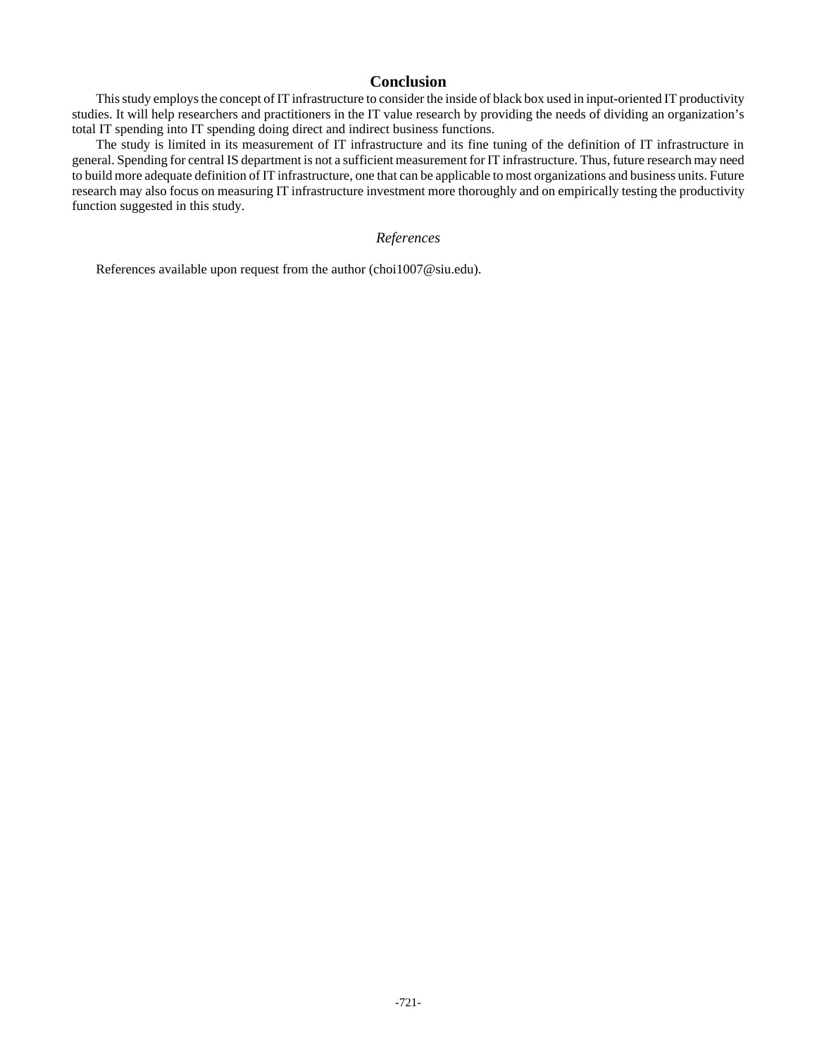## Conclusion

This study employs the concept of IT infrastructure to consider the inside of black box used in input-oriented IT productivity studies. It will help researchers and practitioners in the IT value research by providing the needs of dividing an organization's total IT spending into IT spending doing direct and indirect business functions.

The study is limited in its measurement of IT infrastructure and its fine tuning of the definition of IT infrastructure in general. Spending for central IS department is not a sufficient measurement for IT infrastructure. Thus, future research may need to build more adequate definition of IT infrastructure, one that can be applicable to most organizations and business units. Future research may also focus on measuring IT infrastructure investment more thoroughly and on empirically testing the productivity function suggested in this study.

### *References*

References available upon request from the author (choi1007@siu.edu).